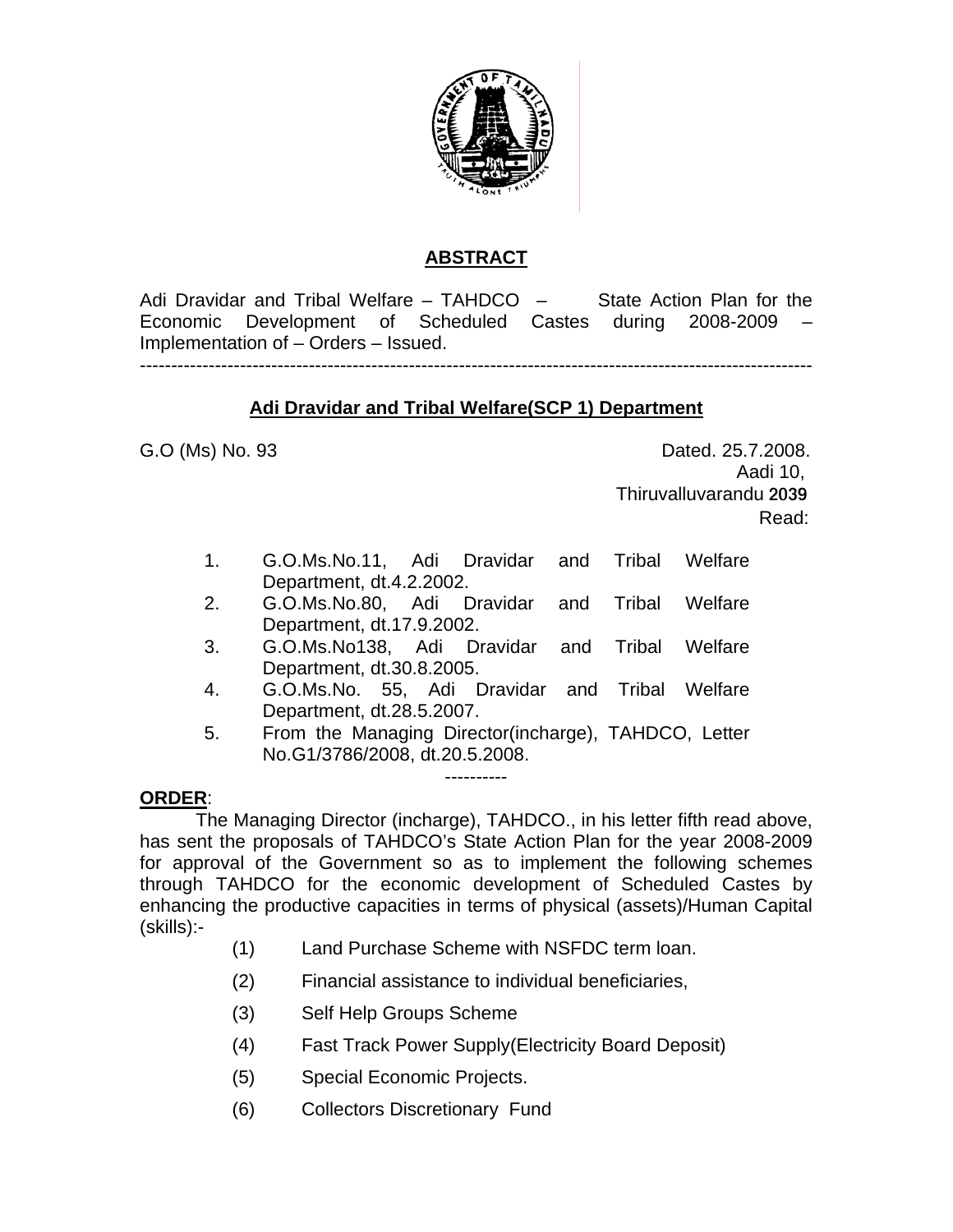## ABSTRACT

Adi Dravidar and Tribal Welfare – TAHDCO – State Action Plan for the Economic Development of Scheduled Castes during 2008-2009 – Implementation of – Orders – Issued.

---

## Adi Dravidar and Tribal Welfare(SCP 1) Department

G.O (Ms) No. 93 Dated. 25.7.2008.
Aadi 10,
Thiruvalluvarandu 2039
Read:

1. G.O.Ms.No.11, Adi Dravidar and Tribal Welfare Department, dt.4.2.2002.
2. G.O.Ms.No.80, Adi Dravidar and Tribal Welfare Department, dt.17.9.2002.
3. G.O.Ms.No138, Adi Dravidar and Tribal Welfare Department, dt.30.8.2005.
4. G.O.Ms.No. 55, Adi Dravidar and Tribal Welfare Department, dt.28.5.2007.
5. From the Managing Director(incharge), TAHDCO, Letter No.G1/3786/2008, dt.20.5.2008.

----------

**ORDER**:

The Managing Director (incharge), TAHDCO., in his letter fifth read above, has sent the proposals of TAHDCO's State Action Plan for the year 2008-2009 for approval of the Government so as to implement the following schemes through TAHDCO for the economic development of Scheduled Castes by enhancing the productive capacities in terms of physical (assets)/Human Capital (skills):-

(1) Land Purchase Scheme with NSFDC term loan.

(2) Financial assistance to individual beneficiaries,

(3) Self Help Groups Scheme

(4) Fast Track Power Supply(Electricity Board Deposit)

(5) Special Economic Projects.

(6) Collectors Discretionary Fund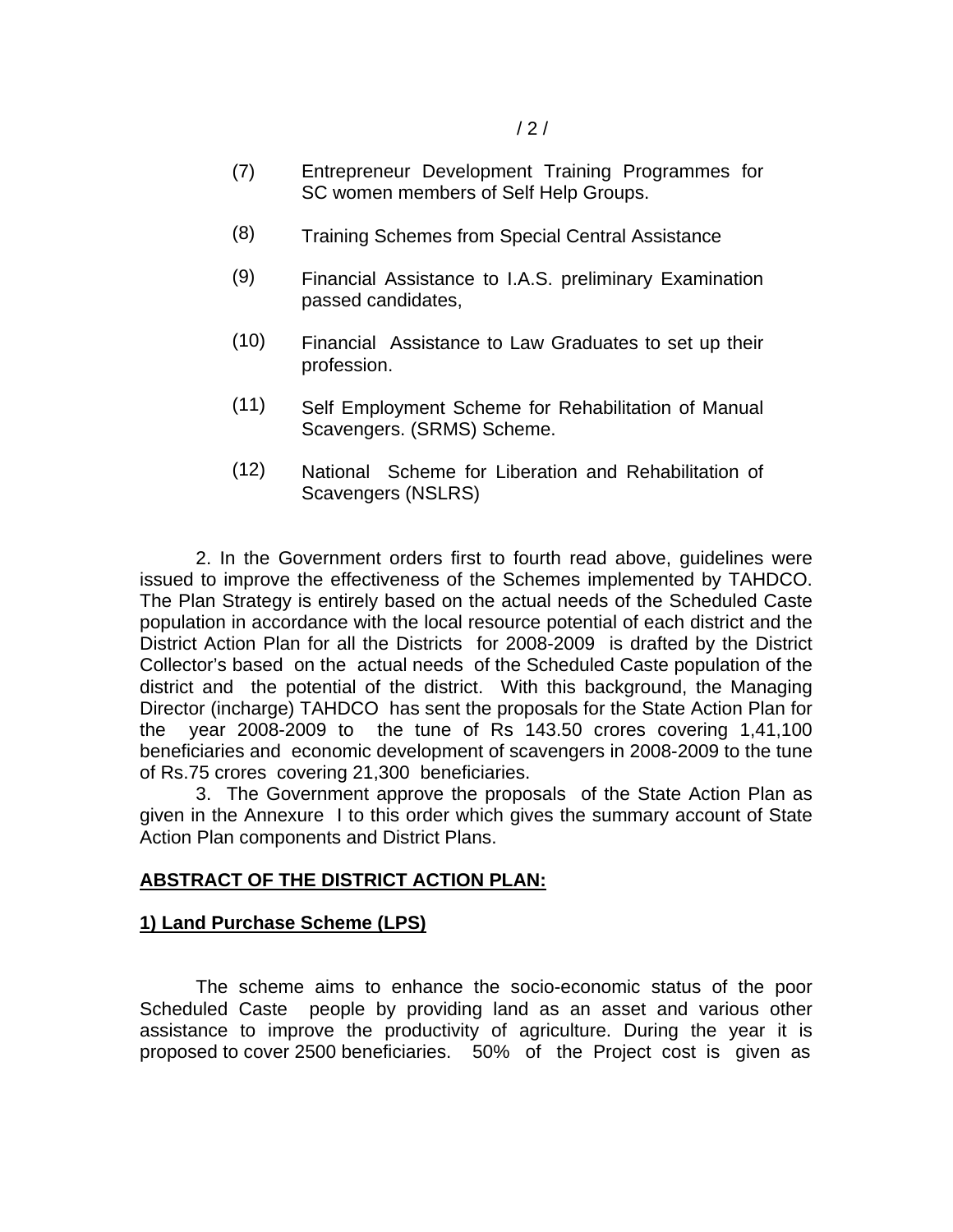(7) Entrepreneur Development Training Programmes for SC women members of Self Help Groups.

(8) Training Schemes from Special Central Assistance

(9) Financial Assistance to I.A.S. preliminary Examination passed candidates,

(10) Financial Assistance to Law Graduates to set up their profession.

(11) Self Employment Scheme for Rehabilitation of Manual Scavengers. (SRMS) Scheme.

(12) National Scheme for Liberation and Rehabilitation of Scavengers (NSLRS)

2. In the Government orders first to fourth read above, guidelines were issued to improve the effectiveness of the Schemes implemented by TAHDCO. The Plan Strategy is entirely based on the actual needs of the Scheduled Caste population in accordance with the local resource potential of each district and the District Action Plan for all the Districts for 2008-2009 is drafted by the District Collector's based on the actual needs of the Scheduled Caste population of the district and the potential of the district. With this background, the Managing Director (incharge) TAHDCO has sent the proposals for the State Action Plan for the year 2008-2009 to the tune of Rs 143.50 crores covering 1,41,100 beneficiaries and economic development of scavengers in 2008-2009 to the tune of Rs.75 crores covering 21,300 beneficiaries.

3. The Government approve the proposals of the State Action Plan as given in the Annexure I to this order which gives the summary account of State Action Plan components and District Plans.

**ABSTRACT OF THE DISTRICT ACTION PLAN:**

**1) Land Purchase Scheme (LPS)**

The scheme aims to enhance the socio-economic status of the poor Scheduled Caste people by providing land as an asset and various other assistance to improve the productivity of agriculture. During the year it is proposed to cover 2500 beneficiaries. 50% of the Project cost is given as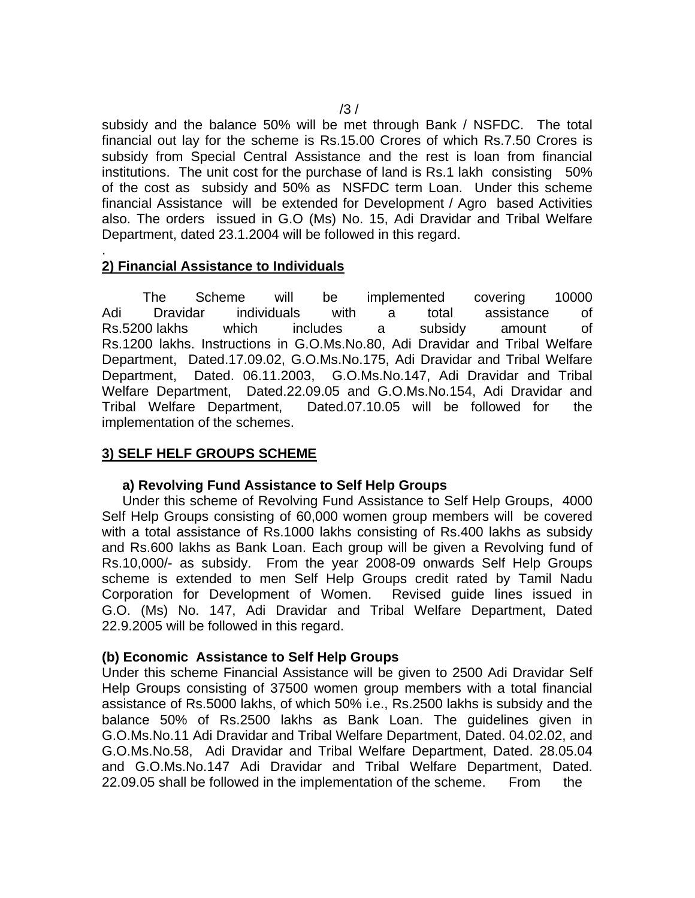subsidy and the balance 50% will be met through Bank / NSFDC. The total financial out lay for the scheme is Rs.15.00 Crores of which Rs.7.50 Crores is subsidy from Special Central Assistance and the rest is loan from financial institutions. The unit cost for the purchase of land is Rs.1 lakh consisting 50% of the cost as subsidy and 50% as NSFDC term Loan. Under this scheme financial Assistance will be extended for Development / Agro based Activities also. The orders issued in G.O (Ms) No. 15, Adi Dravidar and Tribal Welfare Department, dated 23.1.2004 will be followed in this regard.

.

**2) Financial Assistance to Individuals**

The Scheme will be implemented covering 10000 Adi Dravidar individuals with a total assistance of Rs.5200 lakhs which includes a subsidy amount of Rs.1200 lakhs. Instructions in G.O.Ms.No.80, Adi Dravidar and Tribal Welfare Department, Dated.17.09.02, G.O.Ms.No.175, Adi Dravidar and Tribal Welfare Department, Dated. 06.11.2003, G.O.Ms.No.147, Adi Dravidar and Tribal Welfare Department, Dated.22.09.05 and G.O.Ms.No.154, Adi Dravidar and Tribal Welfare Department, Dated.07.10.05 will be followed for the implementation of the schemes.

**3) SELF HELF GROUPS SCHEME**

**a) Revolving Fund Assistance to Self Help Groups**

Under this scheme of Revolving Fund Assistance to Self Help Groups, 4000 Self Help Groups consisting of 60,000 women group members will be covered with a total assistance of Rs.1000 lakhs consisting of Rs.400 lakhs as subsidy and Rs.600 lakhs as Bank Loan. Each group will be given a Revolving fund of Rs.10,000/- as subsidy. From the year 2008-09 onwards Self Help Groups scheme is extended to men Self Help Groups credit rated by Tamil Nadu Corporation for Development of Women. Revised guide lines issued in G.O. (Ms) No. 147, Adi Dravidar and Tribal Welfare Department, Dated 22.9.2005 will be followed in this regard.

**(b) Economic Assistance to Self Help Groups**

Under this scheme Financial Assistance will be given to 2500 Adi Dravidar Self Help Groups consisting of 37500 women group members with a total financial assistance of Rs.5000 lakhs, of which 50% i.e., Rs.2500 lakhs is subsidy and the balance 50% of Rs.2500 lakhs as Bank Loan. The guidelines given in G.O.Ms.No.11 Adi Dravidar and Tribal Welfare Department, Dated. 04.02.02, and G.O.Ms.No.58, Adi Dravidar and Tribal Welfare Department, Dated. 28.05.04 and G.O.Ms.No.147 Adi Dravidar and Tribal Welfare Department, Dated. 22.09.05 shall be followed in the implementation of the scheme. From the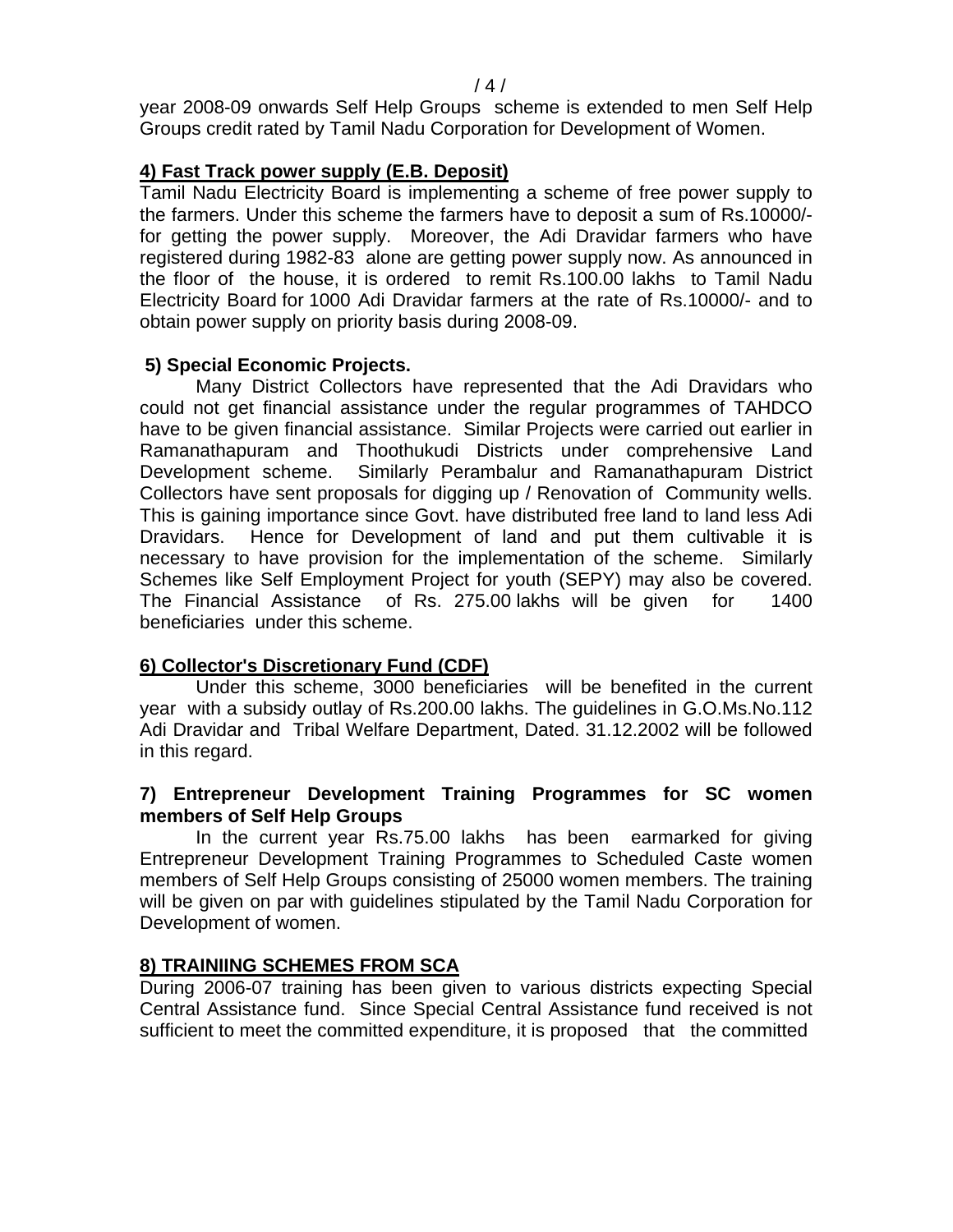year 2008-09 onwards Self Help Groups scheme is extended to men Self Help Groups credit rated by Tamil Nadu Corporation for Development of Women.

**4) Fast Track power supply (E.B. Deposit)**

Tamil Nadu Electricity Board is implementing a scheme of free power supply to the farmers. Under this scheme the farmers have to deposit a sum of Rs.10000/- for getting the power supply. Moreover, the Adi Dravidar farmers who have registered during 1982-83 alone are getting power supply now. As announced in the floor of the house, it is ordered to remit Rs.100.00 lakhs to Tamil Nadu Electricity Board for 1000 Adi Dravidar farmers at the rate of Rs.10000/- and to obtain power supply on priority basis during 2008-09.

**5) Special Economic Projects.**

Many District Collectors have represented that the Adi Dravidars who could not get financial assistance under the regular programmes of TAHDCO have to be given financial assistance. Similar Projects were carried out earlier in Ramanathapuram and Thoothukudi Districts under comprehensive Land Development scheme. Similarly Perambalur and Ramanathapuram District Collectors have sent proposals for digging up / Renovation of Community wells. This is gaining importance since Govt. have distributed free land to land less Adi Dravidars. Hence for Development of land and put them cultivable it is necessary to have provision for the implementation of the scheme. Similarly Schemes like Self Employment Project for youth (SEPY) may also be covered. The Financial Assistance of Rs. 275.00 lakhs will be given for 1400 beneficiaries under this scheme.

**6) Collector's Discretionary Fund (CDF)**

Under this scheme, 3000 beneficiaries will be benefited in the current year with a subsidy outlay of Rs.200.00 lakhs. The guidelines in G.O.Ms.No.112 Adi Dravidar and Tribal Welfare Department, Dated. 31.12.2002 will be followed in this regard.

**7) Entrepreneur Development Training Programmes for SC women members of Self Help Groups**

In the current year Rs.75.00 lakhs has been earmarked for giving Entrepreneur Development Training Programmes to Scheduled Caste women members of Self Help Groups consisting of 25000 women members. The training will be given on par with guidelines stipulated by the Tamil Nadu Corporation for Development of women.

**8) TRAINIING SCHEMES FROM SCA**

During 2006-07 training has been given to various districts expecting Special Central Assistance fund. Since Special Central Assistance fund received is not sufficient to meet the committed expenditure, it is proposed that the committed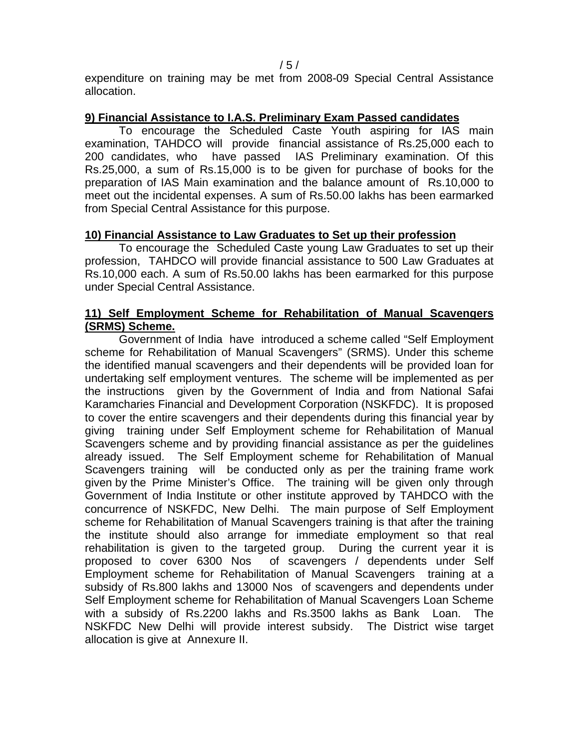expenditure on training may be met from 2008-09 Special Central Assistance allocation.

**9) Financial Assistance to I.A.S. Preliminary Exam Passed candidates**

To encourage the Scheduled Caste Youth aspiring for IAS main examination, TAHDCO will provide financial assistance of Rs.25,000 each to 200 candidates, who have passed IAS Preliminary examination. Of this Rs.25,000, a sum of Rs.15,000 is to be given for purchase of books for the preparation of IAS Main examination and the balance amount of Rs.10,000 to meet out the incidental expenses. A sum of Rs.50.00 lakhs has been earmarked from Special Central Assistance for this purpose.

**10) Financial Assistance to Law Graduates to Set up their profession**

To encourage the Scheduled Caste young Law Graduates to set up their profession, TAHDCO will provide financial assistance to 500 Law Graduates at Rs.10,000 each. A sum of Rs.50.00 lakhs has been earmarked for this purpose under Special Central Assistance.

**11) Self Employment Scheme for Rehabilitation of Manual Scavengers (SRMS) Scheme.**

Government of India have introduced a scheme called "Self Employment scheme for Rehabilitation of Manual Scavengers" (SRMS). Under this scheme the identified manual scavengers and their dependents will be provided loan for undertaking self employment ventures. The scheme will be implemented as per the instructions given by the Government of India and from National Safai Karamcharies Financial and Development Corporation (NSKFDC). It is proposed to cover the entire scavengers and their dependents during this financial year by giving training under Self Employment scheme for Rehabilitation of Manual Scavengers scheme and by providing financial assistance as per the guidelines already issued. The Self Employment scheme for Rehabilitation of Manual Scavengers training will be conducted only as per the training frame work given by the Prime Minister's Office. The training will be given only through Government of India Institute or other institute approved by TAHDCO with the concurrence of NSKFDC, New Delhi. The main purpose of Self Employment scheme for Rehabilitation of Manual Scavengers training is that after the training the institute should also arrange for immediate employment so that real rehabilitation is given to the targeted group. During the current year it is proposed to cover 6300 Nos of scavengers / dependents under Self Employment scheme for Rehabilitation of Manual Scavengers training at a subsidy of Rs.800 lakhs and 13000 Nos of scavengers and dependents under Self Employment scheme for Rehabilitation of Manual Scavengers Loan Scheme with a subsidy of Rs.2200 lakhs and Rs.3500 lakhs as Bank Loan. The NSKFDC New Delhi will provide interest subsidy. The District wise target allocation is give at Annexure II.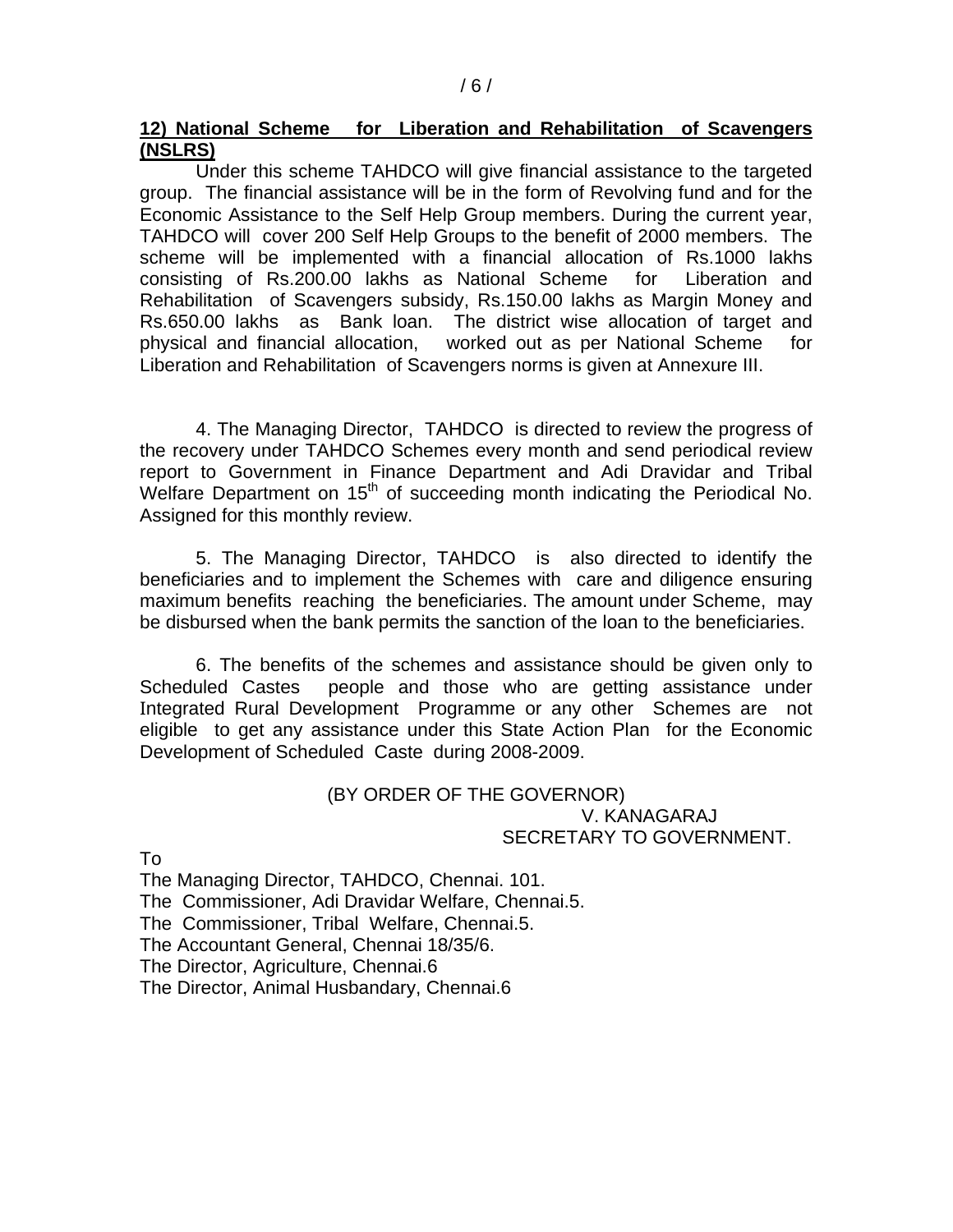**12) National Scheme for Liberation and Rehabilitation of Scavengers (NSLRS)**

Under this scheme TAHDCO will give financial assistance to the targeted group. The financial assistance will be in the form of Revolving fund and for the Economic Assistance to the Self Help Group members. During the current year, TAHDCO will cover 200 Self Help Groups to the benefit of 2000 members. The scheme will be implemented with a financial allocation of Rs.1000 lakhs consisting of Rs.200.00 lakhs as National Scheme for Liberation and Rehabilitation of Scavengers subsidy, Rs.150.00 lakhs as Margin Money and Rs.650.00 lakhs as Bank loan. The district wise allocation of target and physical and financial allocation, worked out as per National Scheme for Liberation and Rehabilitation of Scavengers norms is given at Annexure III.

4. The Managing Director, TAHDCO is directed to review the progress of the recovery under TAHDCO Schemes every month and send periodical review report to Government in Finance Department and Adi Dravidar and Tribal Welfare Department on 15th of succeeding month indicating the Periodical No. Assigned for this monthly review.

5. The Managing Director, TAHDCO is also directed to identify the beneficiaries and to implement the Schemes with care and diligence ensuring maximum benefits reaching the beneficiaries. The amount under Scheme, may be disbursed when the bank permits the sanction of the loan to the beneficiaries.

6. The benefits of the schemes and assistance should be given only to Scheduled Castes people and those who are getting assistance under Integrated Rural Development Programme or any other Schemes are not eligible to get any assistance under this State Action Plan for the Economic Development of Scheduled Caste during 2008-2009.

(BY ORDER OF THE GOVERNOR)

V. KANAGARAJ

SECRETARY TO GOVERNMENT.

To

The Managing Director, TAHDCO, Chennai. 101.
The Commissioner, Adi Dravidar Welfare, Chennai.5.
The Commissioner, Tribal Welfare, Chennai.5.
The Accountant General, Chennai 18/35/6.
The Director, Agriculture, Chennai.6
The Director, Animal Husbandary, Chennai.6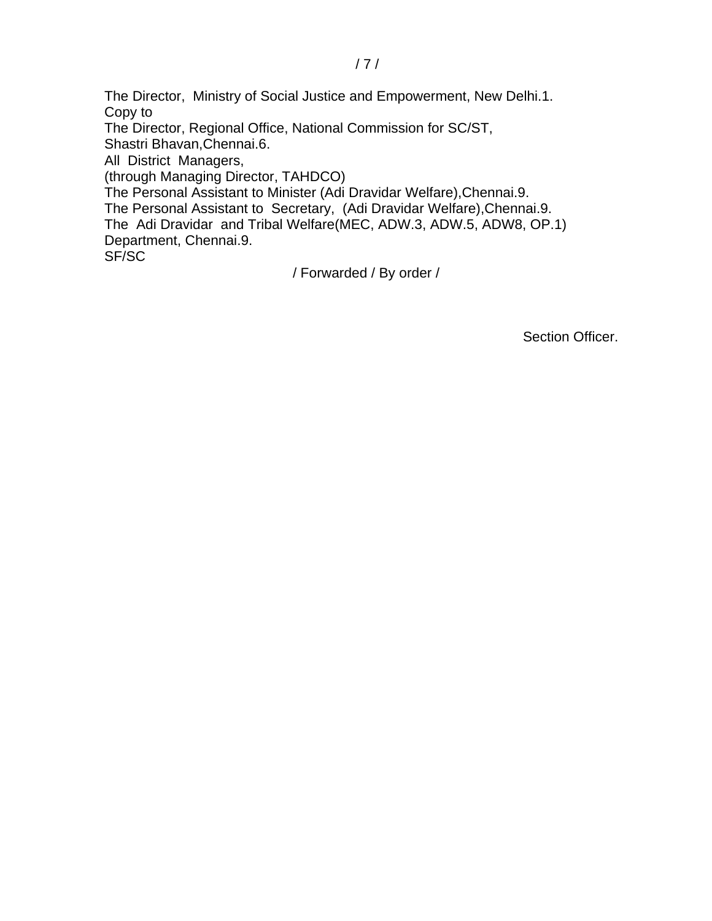The Director, Ministry of Social Justice and Empowerment, New Delhi.1.
Copy to
The Director, Regional Office, National Commission for SC/ST,
Shastri Bhavan,Chennai.6.
All District Managers,
(through Managing Director, TAHDCO)
The Personal Assistant to Minister (Adi Dravidar Welfare),Chennai.9.
The Personal Assistant to Secretary, (Adi Dravidar Welfare),Chennai.9.
The Adi Dravidar and Tribal Welfare(MEC, ADW.3, ADW.5, ADW8, OP.1)
Department, Chennai.9.
SF/SC

/ Forwarded / By order /

Section Officer.